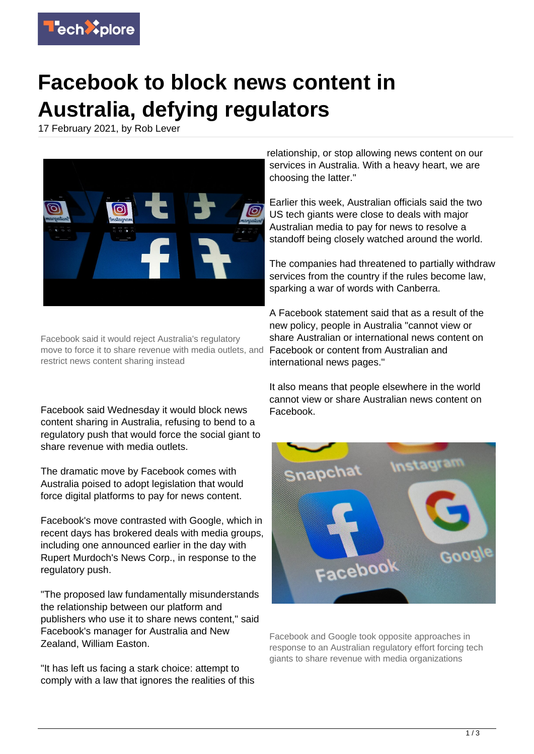# Facebook to block news content in Australia, defying regulators

17 February 2021, by Rob Lever

Facebook said it would reject Australia's regulatory move to force it to share revenue with media outlets, and restrict news content sharing instead

Facebook said Wednesday it would block news content sharing in Australia, refusing to bend to a regulatory push that would force the social giant to share revenue with media outlets.

The dramatic move by Facebook comes with Australia poised to adopt legislation that would force digital platforms to pay for news content.

Facebook's move contrasted with Google, which in recent days has brokered deals with media groups, including one announced earlier in the day with Rupert Murdoch's News Corp., in response to the regulatory push.

"The proposed law fundamentally misunderstands the relationship between our platform and publishers who use it to share news content," said Facebook's manager for Australia and New Zealand, William Easton.

"It has left us facing a stark choice: attempt to comply with a law that ignores the realities of this relationship, or stop allowing news content on our services in Australia. With a heavy heart, we are choosing the latter."

Earlier this week, Australian officials said the two US tech giants were close to deals with major Australian media to pay for news to resolve a standoff being closely watched around the world.

The companies had threatened to partially withdraw services from the country if the rules become law, sparking a war of words with Canberra.

A Facebook statement said that as a result of the new policy, people in Australia "cannot view or share Australian or international news content on Facebook or content from Australian and international news pages."

It also means that people elsewhere in the world cannot view or share Australian news content on Facebook.

Facebook and Google took opposite approaches in response to an Australian regulatory effort forcing tech giants to share revenue with media organizations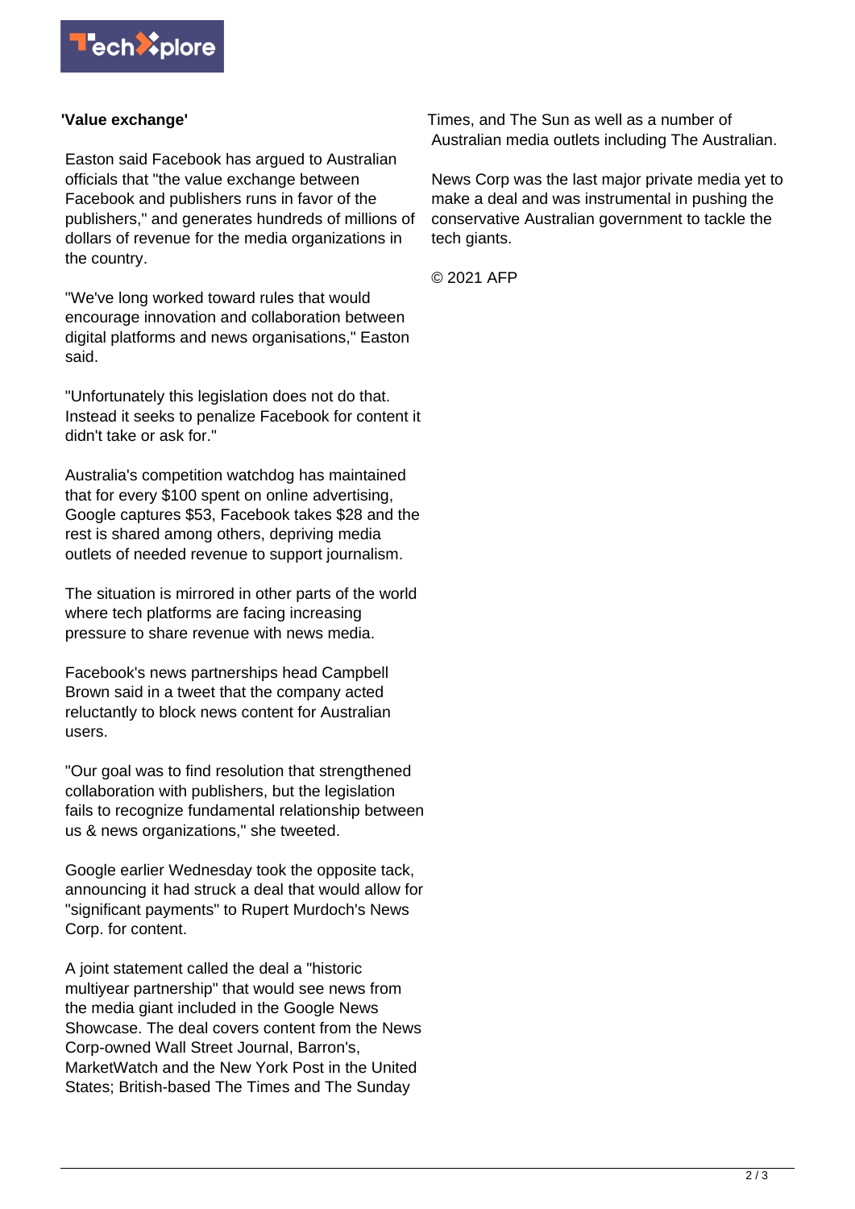**'Value exchange'**

Easton said Facebook has argued to Australian officials that "the value exchange between Facebook and publishers runs in favor of the publishers," and generates hundreds of millions of dollars of revenue for the media organizations in the country.

"We've long worked toward rules that would encourage innovation and collaboration between digital platforms and news organisations," Easton said.

"Unfortunately this legislation does not do that. Instead it seeks to penalize Facebook for content it didn't take or ask for."

Australia's competition watchdog has maintained that for every $100 spent on online advertising, Google captures $53, Facebook takes $28 and the rest is shared among others, depriving media outlets of needed revenue to support journalism.

The situation is mirrored in other parts of the world where tech platforms are facing increasing pressure to share revenue with news media.

Facebook's news partnerships head Campbell Brown said in a tweet that the company acted reluctantly to block news content for Australian users.

"Our goal was to find resolution that strengthened collaboration with publishers, but the legislation fails to recognize fundamental relationship between us & news organizations," she tweeted.

Google earlier Wednesday took the opposite tack, announcing it had struck a deal that would allow for "significant payments" to Rupert Murdoch's News Corp. for content.

A joint statement called the deal a "historic multiyear partnership" that would see news from the media giant included in the Google News Showcase. The deal covers content from the News Corp-owned Wall Street Journal, Barron's, MarketWatch and the New York Post in the United States; British-based The Times and The Sunday Times, and The Sun as well as a number of Australian media outlets including The Australian.

News Corp was the last major private media yet to make a deal and was instrumental in pushing the conservative Australian government to tackle the tech giants.

© 2021 AFP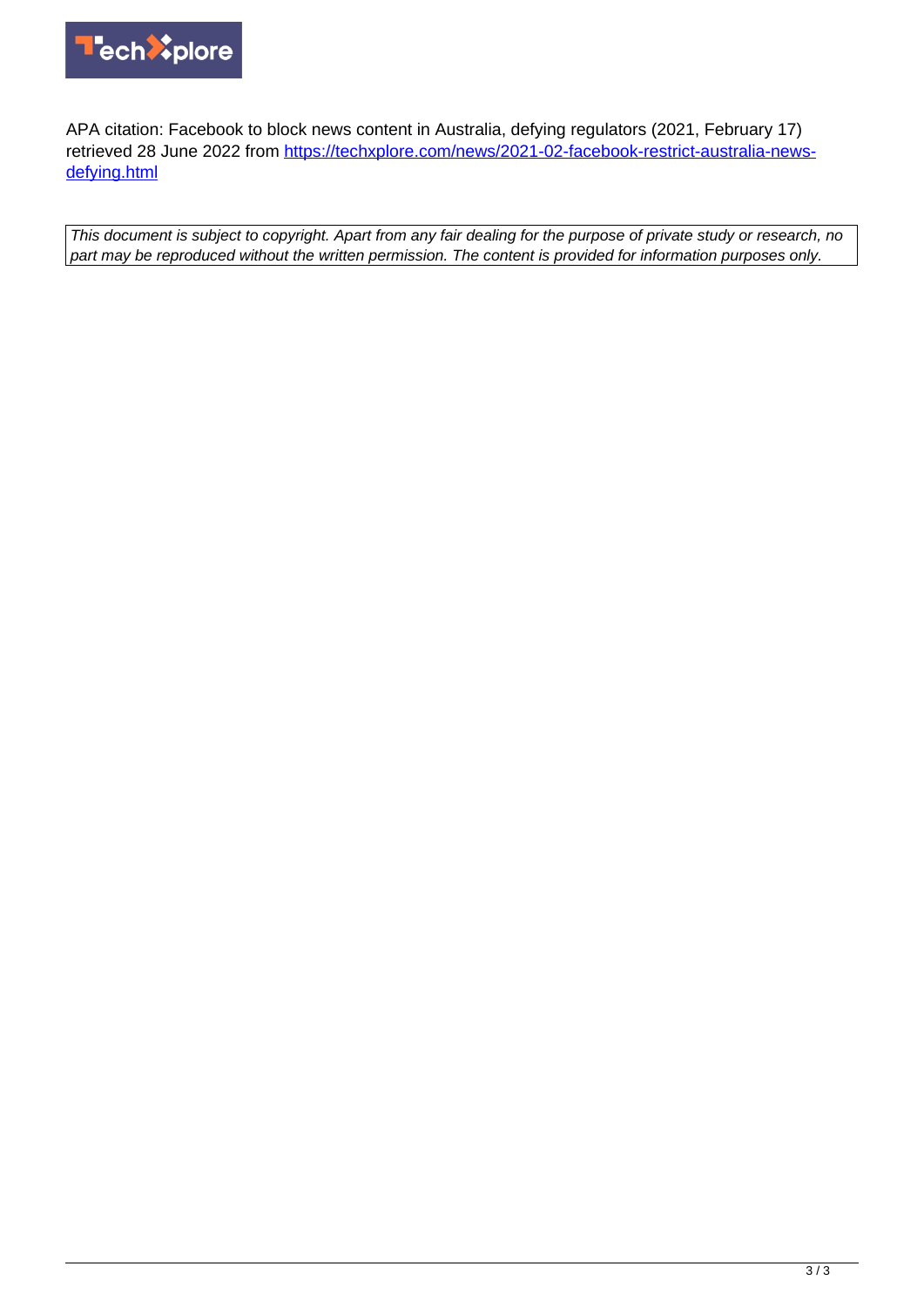APA citation: Facebook to block news content in Australia, defying regulators (2021, February 17) retrieved 28 June 2022 from https://techxplore.com/news/2021-02-facebook-restrict-australia-news-defying.html

*This document is subject to copyright. Apart from any fair dealing for the purpose of private study or research, no part may be reproduced without the written permission. The content is provided for information purposes only.*